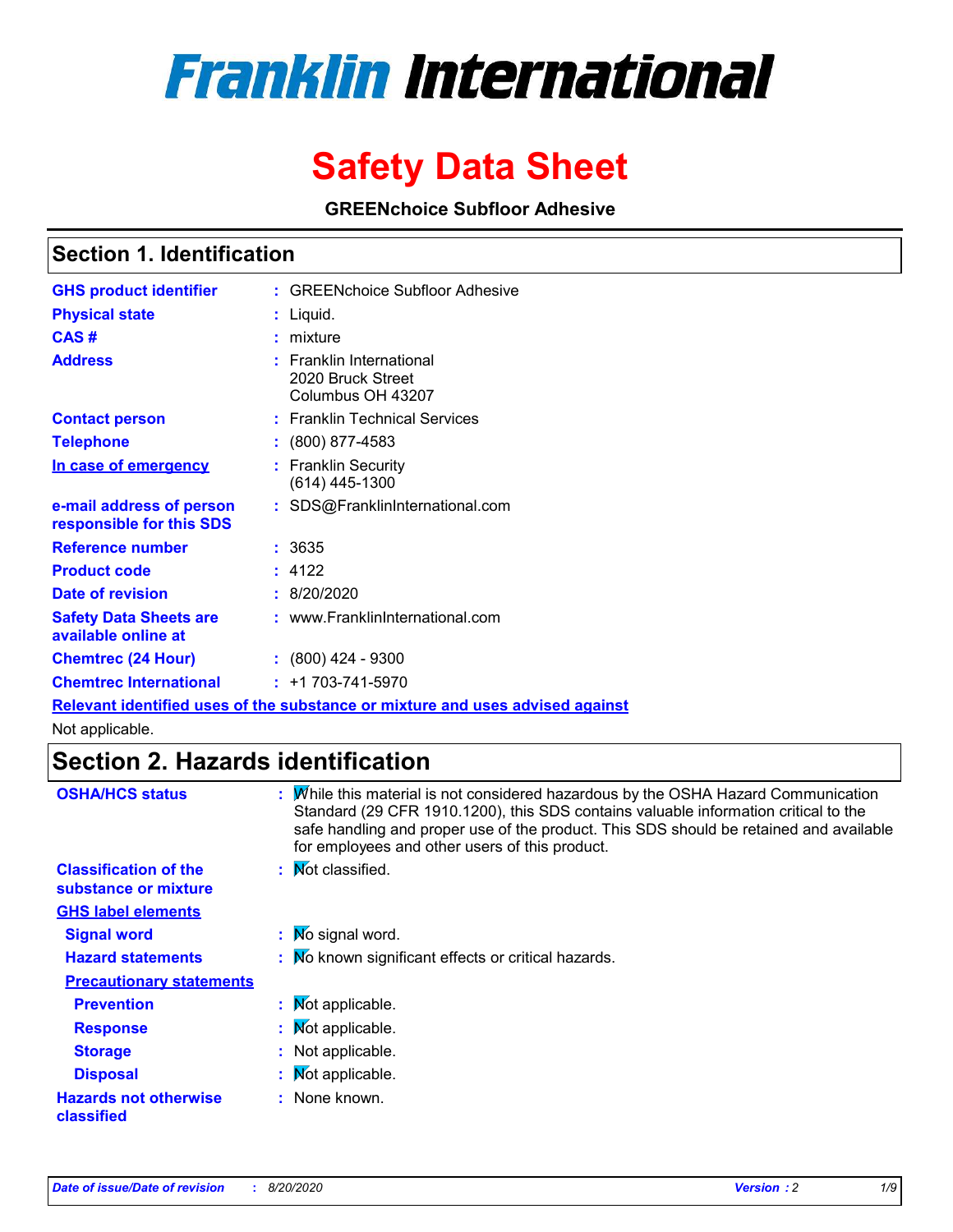# Franklin International

# Safety Data Sheet

**GREENchoice Subfloor Adhesive**

## Section 1. Identification

| | |
|---|---|
| **GHS product identifier** | : GREENchoice Subfloor Adhesive |
| **Physical state** | : Liquid. |
| **CAS #** | : mixture |
| **Address** | : Franklin International<br>2020 Bruck Street<br>Columbus OH 43207 |
| **Contact person** | : Franklin Technical Services |
| **Telephone** | : (800) 877-4583 |
| **In case of emergency** | : Franklin Security<br>(614) 445-1300 |
| **e-mail address of person responsible for this SDS** | : SDS@FranklinInternational.com |
| **Reference number** | : 3635 |
| **Product code** | : 4122 |
| **Date of revision** | : 8/20/2020 |
| **Safety Data Sheets are available online at** | : www.FranklinInternational.com |
| **Chemtrec (24 Hour)** | : (800) 424 - 9300 |
| **Chemtrec International** | : +1 703-741-5970 |

**Relevant identified uses of the substance or mixture and uses advised against**

Not applicable.

## Section 2. Hazards identification

| | |
|---|---|
| **OSHA/HCS status** | : While this material is not considered hazardous by the OSHA Hazard Communication Standard (29 CFR 1910.1200), this SDS contains valuable information critical to the safe handling and proper use of the product. This SDS should be retained and available for employees and other users of this product. |
| **Classification of the substance or mixture** | : Not classified. |

**GHS label elements**

| | |
|---|---|
| **Signal word** | : No signal word. |
| **Hazard statements** | : No known significant effects or critical hazards. |

**Precautionary statements**

| | |
|---|---|
| **Prevention** | : Not applicable. |
| **Response** | : Not applicable. |
| **Storage** | : Not applicable. |
| **Disposal** | : Not applicable. |
| **Hazards not otherwise classified** | : None known. |

*Date of issue/Date of revision* : *8/20/2020* *Version : 2*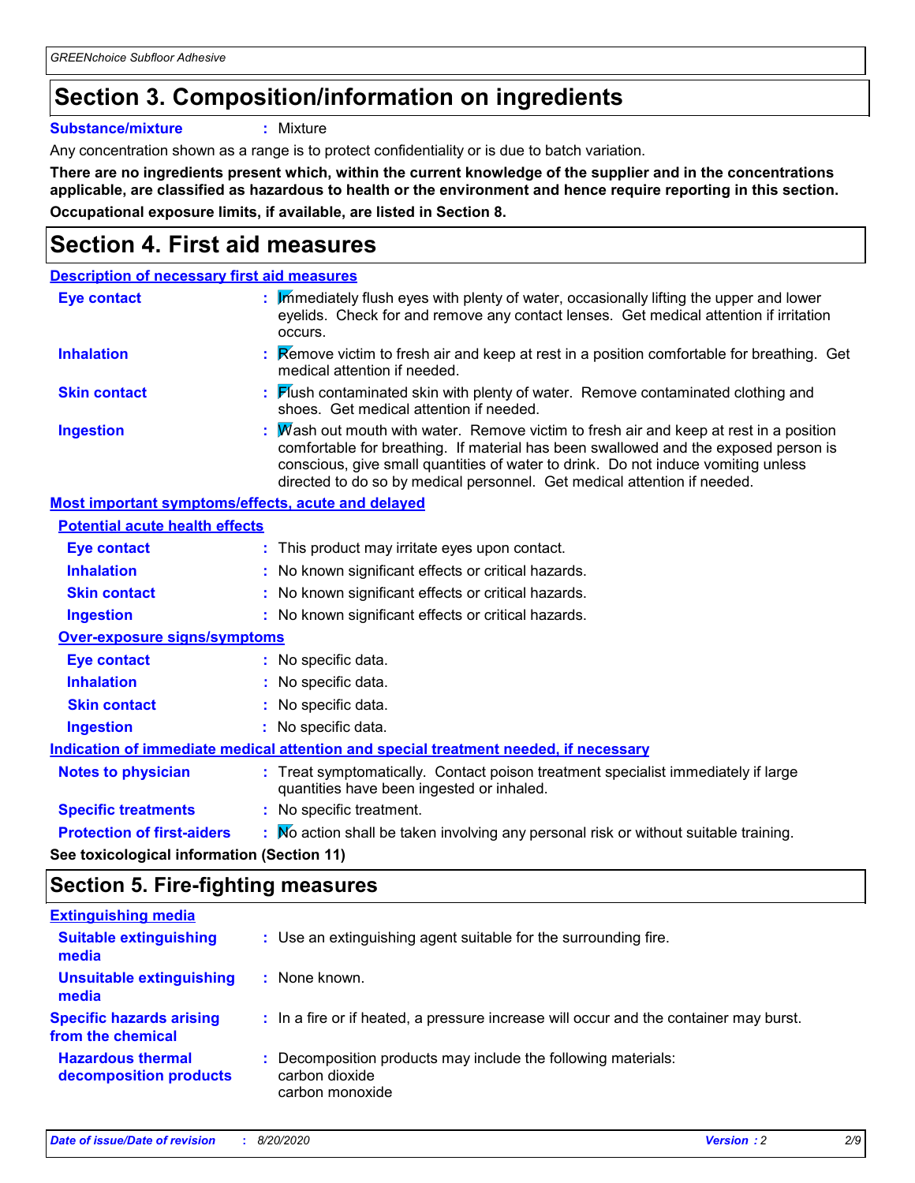## Section 3. Composition/information on ingredients

**Substance/mixture** : Mixture

Any concentration shown as a range is to protect confidentiality or is due to batch variation.

**There are no ingredients present which, within the current knowledge of the supplier and in the concentrations applicable, are classified as hazardous to health or the environment and hence require reporting in this section.**

**Occupational exposure limits, if available, are listed in Section 8.**

## Section 4. First aid measures

**Description of necessary first aid measures**

**Eye contact** : Immediately flush eyes with plenty of water, occasionally lifting the upper and lower eyelids. Check for and remove any contact lenses. Get medical attention if irritation occurs.

**Inhalation** : Remove victim to fresh air and keep at rest in a position comfortable for breathing. Get medical attention if needed.

**Skin contact** : Flush contaminated skin with plenty of water. Remove contaminated clothing and shoes. Get medical attention if needed.

**Ingestion** : Wash out mouth with water. Remove victim to fresh air and keep at rest in a position comfortable for breathing. If material has been swallowed and the exposed person is conscious, give small quantities of water to drink. Do not induce vomiting unless directed to do so by medical personnel. Get medical attention if needed.

**Most important symptoms/effects, acute and delayed**

**Potential acute health effects**

**Eye contact** : This product may irritate eyes upon contact.

**Inhalation** : No known significant effects or critical hazards.

**Skin contact** : No known significant effects or critical hazards.

**Ingestion** : No known significant effects or critical hazards.

**Over-exposure signs/symptoms**

**Eye contact** : No specific data.

**Inhalation** : No specific data.

**Skin contact** : No specific data.

**Ingestion** : No specific data.

**Indication of immediate medical attention and special treatment needed, if necessary**

**Notes to physician** : Treat symptomatically. Contact poison treatment specialist immediately if large quantities have been ingested or inhaled.

**Specific treatments** : No specific treatment.

**Protection of first-aiders** : No action shall be taken involving any personal risk or without suitable training.

**See toxicological information (Section 11)**

## Section 5. Fire-fighting measures

**Extinguishing media**

**Suitable extinguishing media** : Use an extinguishing agent suitable for the surrounding fire.

**Unsuitable extinguishing media** : None known.

**Specific hazards arising from the chemical** : In a fire or if heated, a pressure increase will occur and the container may burst.

**Hazardous thermal decomposition products** : Decomposition products may include the following materials:
carbon dioxide
carbon monoxide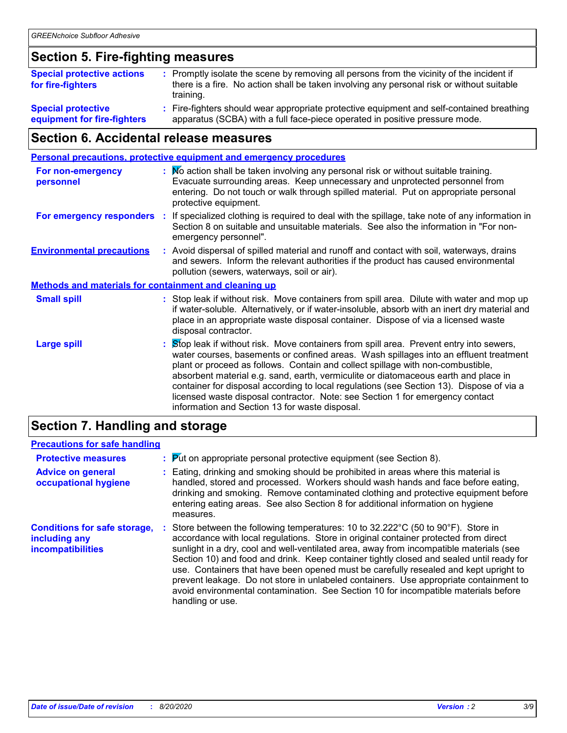## Section 5. Fire-fighting measures

**Special protective actions for fire-fighters** : Promptly isolate the scene by removing all persons from the vicinity of the incident if there is a fire. No action shall be taken involving any personal risk or without suitable training.

**Special protective equipment for fire-fighters** : Fire-fighters should wear appropriate protective equipment and self-contained breathing apparatus (SCBA) with a full face-piece operated in positive pressure mode.

## Section 6. Accidental release measures

### Personal precautions, protective equipment and emergency procedures

**For non-emergency personnel** : No action shall be taken involving any personal risk or without suitable training. Evacuate surrounding areas. Keep unnecessary and unprotected personnel from entering. Do not touch or walk through spilled material. Put on appropriate personal protective equipment.

**For emergency responders** : If specialized clothing is required to deal with the spillage, take note of any information in Section 8 on suitable and unsuitable materials. See also the information in "For non-emergency personnel".

**Environmental precautions** : Avoid dispersal of spilled material and runoff and contact with soil, waterways, drains and sewers. Inform the relevant authorities if the product has caused environmental pollution (sewers, waterways, soil or air).

### Methods and materials for containment and cleaning up

**Small spill** : Stop leak if without risk. Move containers from spill area. Dilute with water and mop up if water-soluble. Alternatively, or if water-insoluble, absorb with an inert dry material and place in an appropriate waste disposal container. Dispose of via a licensed waste disposal contractor.

**Large spill** : Stop leak if without risk. Move containers from spill area. Prevent entry into sewers, water courses, basements or confined areas. Wash spillages into an effluent treatment plant or proceed as follows. Contain and collect spillage with non-combustible, absorbent material e.g. sand, earth, vermiculite or diatomaceous earth and place in container for disposal according to local regulations (see Section 13). Dispose of via a licensed waste disposal contractor. Note: see Section 1 for emergency contact information and Section 13 for waste disposal.

## Section 7. Handling and storage

### Precautions for safe handling

**Protective measures** : Put on appropriate personal protective equipment (see Section 8).

**Advice on general occupational hygiene** : Eating, drinking and smoking should be prohibited in areas where this material is handled, stored and processed. Workers should wash hands and face before eating, drinking and smoking. Remove contaminated clothing and protective equipment before entering eating areas. See also Section 8 for additional information on hygiene measures.

**Conditions for safe storage, including any incompatibilities** : Store between the following temperatures: 10 to 32.222°C (50 to 90°F). Store in accordance with local regulations. Store in original container protected from direct sunlight in a dry, cool and well-ventilated area, away from incompatible materials (see Section 10) and food and drink. Keep container tightly closed and sealed until ready for use. Containers that have been opened must be carefully resealed and kept upright to prevent leakage. Do not store in unlabeled containers. Use appropriate containment to avoid environmental contamination. See Section 10 for incompatible materials before handling or use.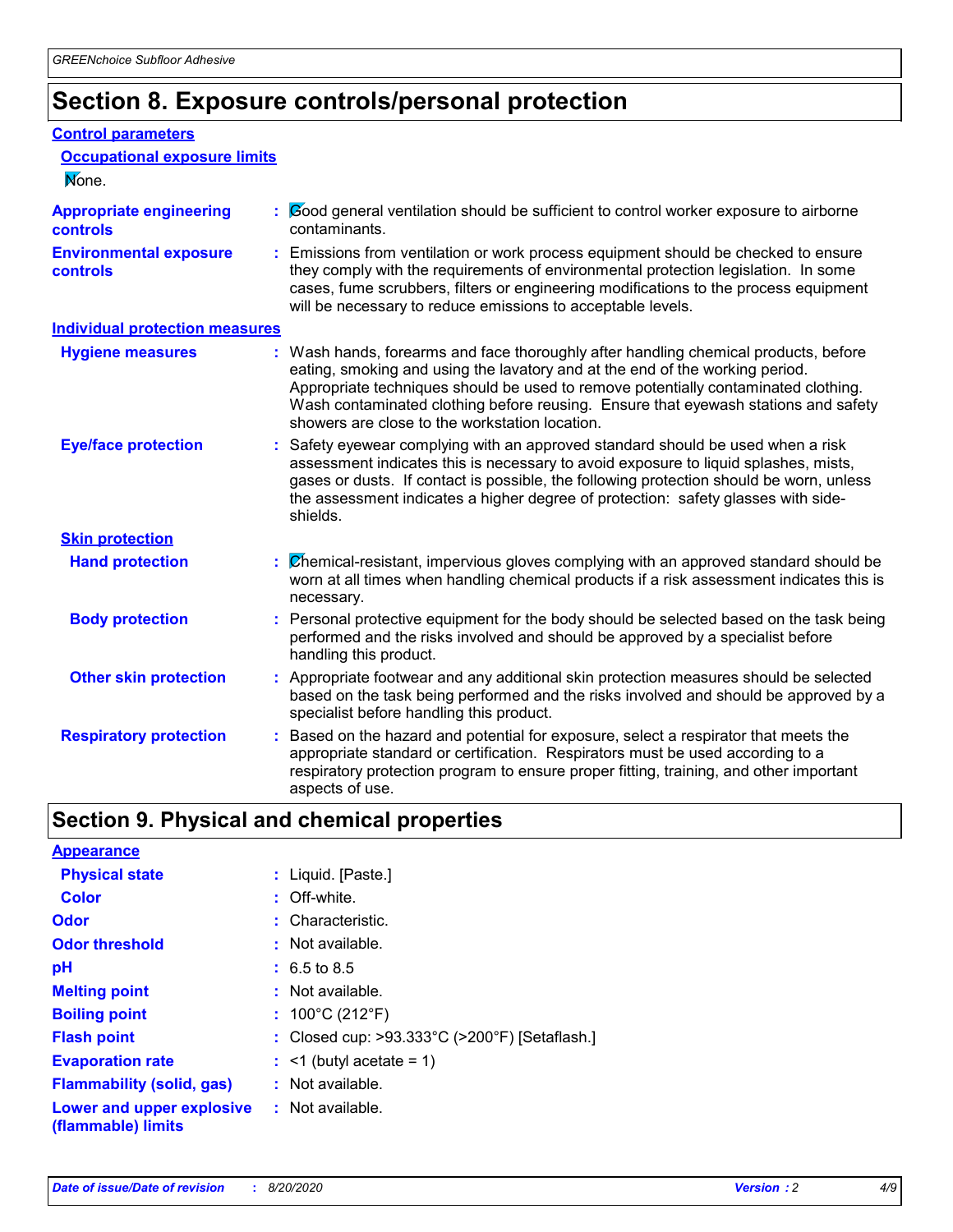# Section 8. Exposure controls/personal protection

## Control parameters

### Occupational exposure limits

None.

**Appropriate engineering controls** : Good general ventilation should be sufficient to control worker exposure to airborne contaminants.

**Environmental exposure controls** : Emissions from ventilation or work process equipment should be checked to ensure they comply with the requirements of environmental protection legislation. In some cases, fume scrubbers, filters or engineering modifications to the process equipment will be necessary to reduce emissions to acceptable levels.

## Individual protection measures

**Hygiene measures** : Wash hands, forearms and face thoroughly after handling chemical products, before eating, smoking and using the lavatory and at the end of the working period. Appropriate techniques should be used to remove potentially contaminated clothing. Wash contaminated clothing before reusing. Ensure that eyewash stations and safety showers are close to the workstation location.

**Eye/face protection** : Safety eyewear complying with an approved standard should be used when a risk assessment indicates this is necessary to avoid exposure to liquid splashes, mists, gases or dusts. If contact is possible, the following protection should be worn, unless the assessment indicates a higher degree of protection: safety glasses with side-shields.

### Skin protection

**Hand protection** : Chemical-resistant, impervious gloves complying with an approved standard should be worn at all times when handling chemical products if a risk assessment indicates this is necessary.

**Body protection** : Personal protective equipment for the body should be selected based on the task being performed and the risks involved and should be approved by a specialist before handling this product.

**Other skin protection** : Appropriate footwear and any additional skin protection measures should be selected based on the task being performed and the risks involved and should be approved by a specialist before handling this product.

**Respiratory protection** : Based on the hazard and potential for exposure, select a respirator that meets the appropriate standard or certification. Respirators must be used according to a respiratory protection program to ensure proper fitting, training, and other important aspects of use.

# Section 9. Physical and chemical properties

## Appearance

**Physical state** : Liquid. [Paste.]

**Color** : Off-white.

**Odor** : Characteristic.

**Odor threshold** : Not available.

**pH** : 6.5 to 8.5

**Melting point** : Not available.

**Boiling point** : 100°C (212°F)

**Flash point** : Closed cup: >93.333°C (>200°F) [Setaflash.]

**Evaporation rate** : <1 (butyl acetate = 1)

**Flammability (solid, gas)** : Not available.

**Lower and upper explosive (flammable) limits** : Not available.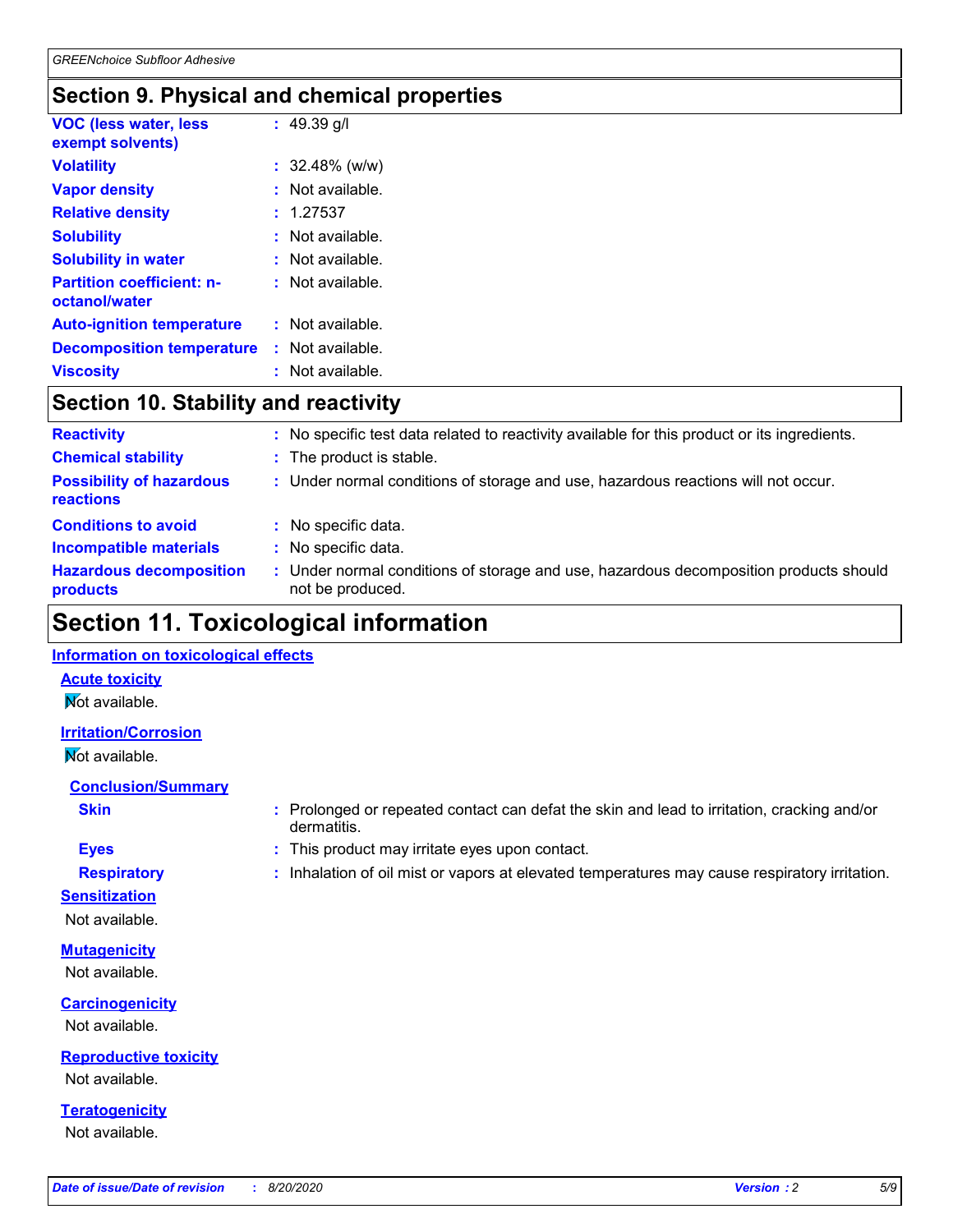## Section 9. Physical and chemical properties

| | |
|---|---|
| **VOC (less water, less exempt solvents)** | : 49.39 g/l |
| **Volatility** | : 32.48% (w/w) |
| **Vapor density** | : Not available. |
| **Relative density** | : 1.27537 |
| **Solubility** | : Not available. |
| **Solubility in water** | : Not available. |
| **Partition coefficient: n-octanol/water** | : Not available. |
| **Auto-ignition temperature** | : Not available. |
| **Decomposition temperature** | : Not available. |
| **Viscosity** | : Not available. |

## Section 10. Stability and reactivity

| | |
|---|---|
| **Reactivity** | : No specific test data related to reactivity available for this product or its ingredients. |
| **Chemical stability** | : The product is stable. |
| **Possibility of hazardous reactions** | : Under normal conditions of storage and use, hazardous reactions will not occur. |
| **Conditions to avoid** | : No specific data. |
| **Incompatible materials** | : No specific data. |
| **Hazardous decomposition products** | : Under normal conditions of storage and use, hazardous decomposition products should not be produced. |

## Section 11. Toxicological information

### Information on toxicological effects

#### Acute toxicity

Not available.

#### Irritation/Corrosion

Not available.

#### Conclusion/Summary

| | |
|---|---|
| **Skin** | : Prolonged or repeated contact can defat the skin and lead to irritation, cracking and/or dermatitis. |
| **Eyes** | : This product may irritate eyes upon contact. |
| **Respiratory** | : Inhalation of oil mist or vapors at elevated temperatures may cause respiratory irritation. |

#### Sensitization

Not available.

#### Mutagenicity

Not available.

#### Carcinogenicity

Not available.

#### Reproductive toxicity

Not available.

#### Teratogenicity

Not available.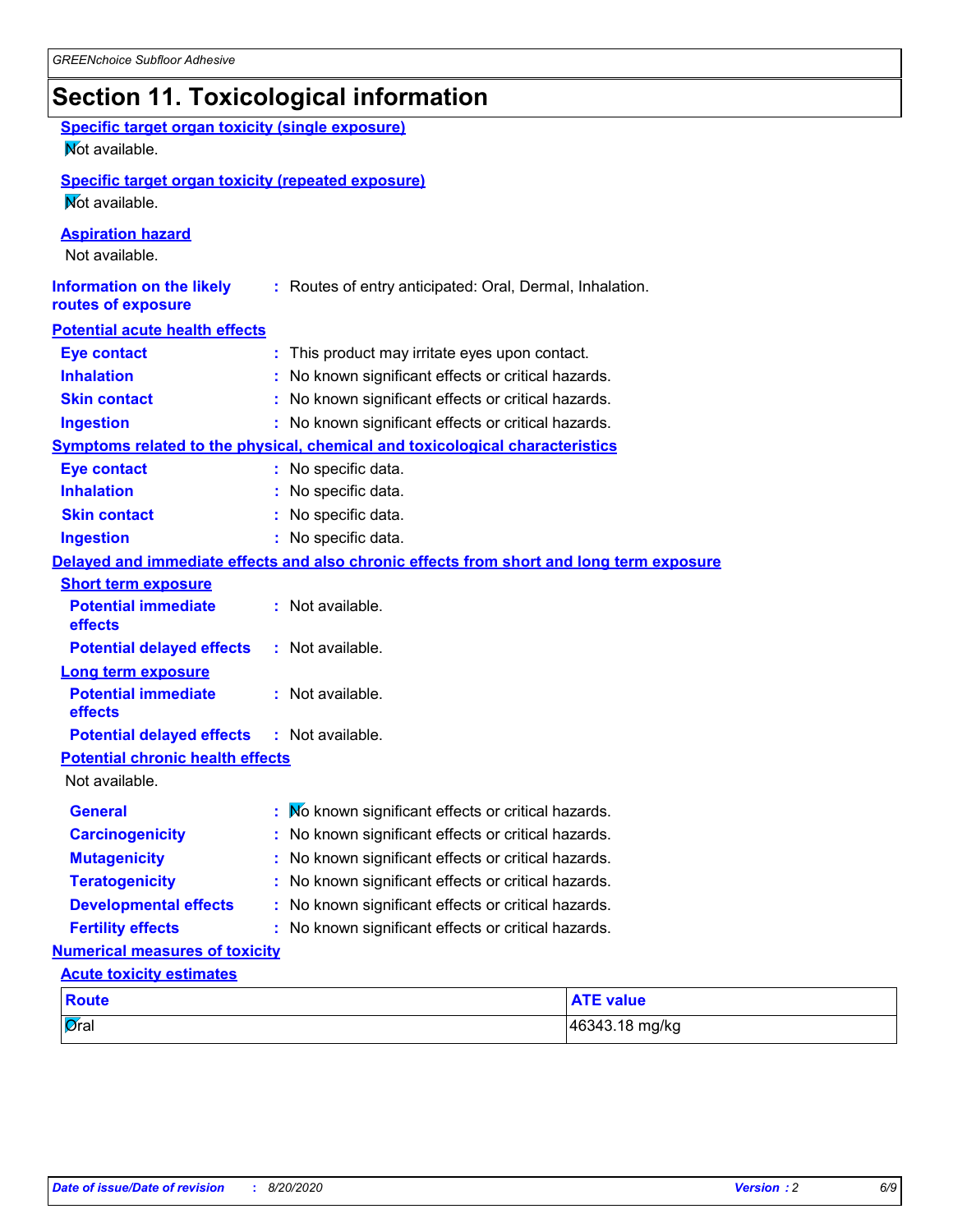# Section 11. Toxicological information

**Specific target organ toxicity (single exposure)**

Not available.

**Specific target organ toxicity (repeated exposure)**

Not available.

**Aspiration hazard**

Not available.

**Information on the likely routes of exposure** : Routes of entry anticipated: Oral, Dermal, Inhalation.

**Potential acute health effects**

**Eye contact** : This product may irritate eyes upon contact.

**Inhalation** : No known significant effects or critical hazards.

**Skin contact** : No known significant effects or critical hazards.

**Ingestion** : No known significant effects or critical hazards.

**Symptoms related to the physical, chemical and toxicological characteristics**

**Eye contact** : No specific data.

**Inhalation** : No specific data.

**Skin contact** : No specific data.

**Ingestion** : No specific data.

**Delayed and immediate effects and also chronic effects from short and long term exposure**

**Short term exposure**

**Potential immediate effects** : Not available.

**Potential delayed effects** : Not available.

**Long term exposure**

**Potential immediate effects** : Not available.

**Potential delayed effects** : Not available.

**Potential chronic health effects**

Not available.

**General** : No known significant effects or critical hazards.

**Carcinogenicity** : No known significant effects or critical hazards.

**Mutagenicity** : No known significant effects or critical hazards.

**Teratogenicity** : No known significant effects or critical hazards.

**Developmental effects** : No known significant effects or critical hazards.

**Fertility effects** : No known significant effects or critical hazards.

**Numerical measures of toxicity**

**Acute toxicity estimates**

| Route | ATE value |
| --- | --- |
| Oral | 46343.18 mg/kg |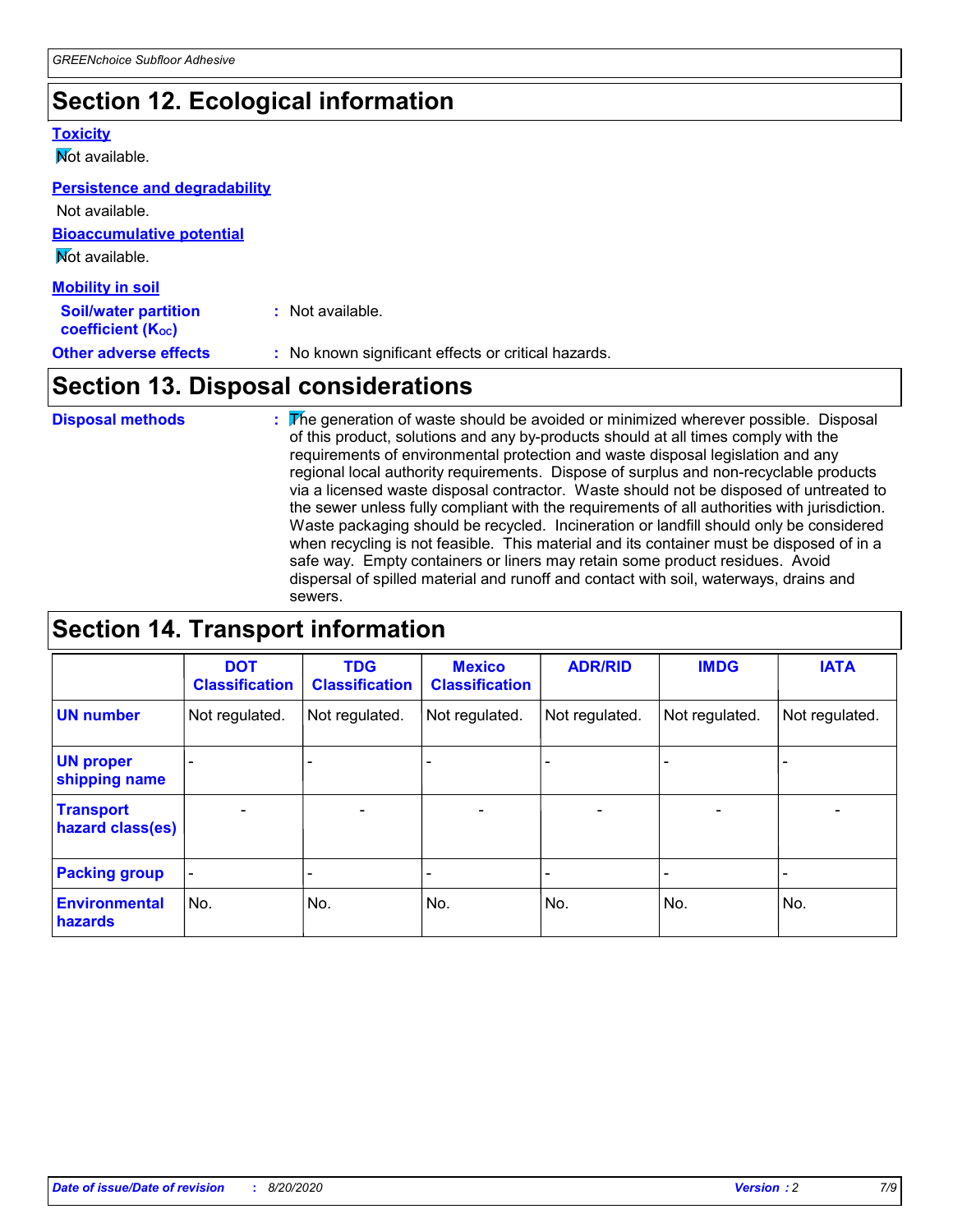## Section 12. Ecological information

### Toxicity

Not available.

### Persistence and degradability

Not available.

### Bioaccumulative potential

Not available.

### Mobility in soil

**Soil/water partition coefficient ($K_{OC}$)** : Not available.

**Other adverse effects** : No known significant effects or critical hazards.

## Section 13. Disposal considerations

**Disposal methods** : The generation of waste should be avoided or minimized wherever possible. Disposal of this product, solutions and any by-products should at all times comply with the requirements of environmental protection and waste disposal legislation and any regional local authority requirements. Dispose of surplus and non-recyclable products via a licensed waste disposal contractor. Waste should not be disposed of untreated to the sewer unless fully compliant with the requirements of all authorities with jurisdiction. Waste packaging should be recycled. Incineration or landfill should only be considered when recycling is not feasible. This material and its container must be disposed of in a safe way. Empty containers or liners may retain some product residues. Avoid dispersal of spilled material and runoff and contact with soil, waterways, drains and sewers.

## Section 14. Transport information

| | DOT Classification | TDG Classification | Mexico Classification | ADR/RID | IMDG | IATA |
|---|---|---|---|---|---|---|
| **UN number** | Not regulated. | Not regulated. | Not regulated. | Not regulated. | Not regulated. | Not regulated. |
| **UN proper shipping name** | - | - | - | - | - | - |
| **Transport hazard class(es)** | - | - | - | - | - | - |
| **Packing group** | - | - | - | - | - | - |
| **Environmental hazards** | No. | No. | No. | No. | No. | No. |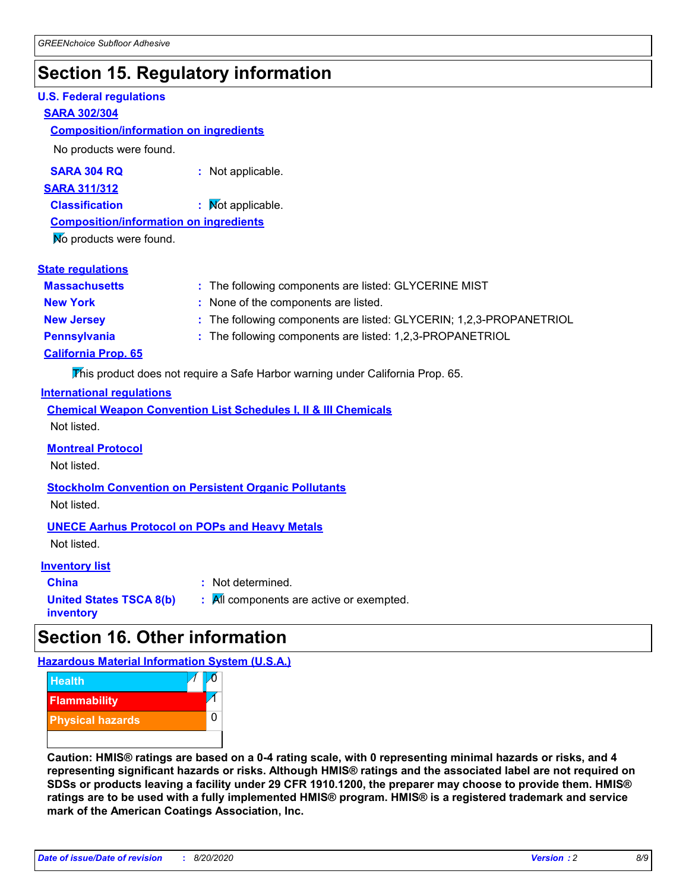# Section 15. Regulatory information

**U.S. Federal regulations**

**SARA 302/304**

**Composition/information on ingredients**

No products were found.

**SARA 304 RQ** : Not applicable.

**SARA 311/312**

**Classification** : Not applicable.

**Composition/information on ingredients**

No products were found.

**State regulations**

**Massachusetts** : The following components are listed: GLYCERINE MIST

**New York** : None of the components are listed.

**New Jersey** : The following components are listed: GLYCERIN; 1,2,3-PROPANETRIOL

**Pennsylvania** : The following components are listed: 1,2,3-PROPANETRIOL

**California Prop. 65**

This product does not require a Safe Harbor warning under California Prop. 65.

**International regulations**

**Chemical Weapon Convention List Schedules I, II & III Chemicals**

Not listed.

**Montreal Protocol**

Not listed.

**Stockholm Convention on Persistent Organic Pollutants**

Not listed.

**UNECE Aarhus Protocol on POPs and Heavy Metals**

Not listed.

**Inventory list**

**China** : Not determined.

**United States TSCA 8(b) inventory** : All components are active or exempted.

# Section 16. Other information

**Hazardous Material Information System (U.S.A.)**

| | | |
|---|---|---|
| Health | / | 0 |
| Flammability | | 1 |
| Physical hazards | | 0 |

**Caution: HMIS® ratings are based on a 0-4 rating scale, with 0 representing minimal hazards or risks, and 4 representing significant hazards or risks. Although HMIS® ratings and the associated label are not required on SDSs or products leaving a facility under 29 CFR 1910.1200, the preparer may choose to provide them. HMIS® ratings are to be used with a fully implemented HMIS® program. HMIS® is a registered trademark and service mark of the American Coatings Association, Inc.**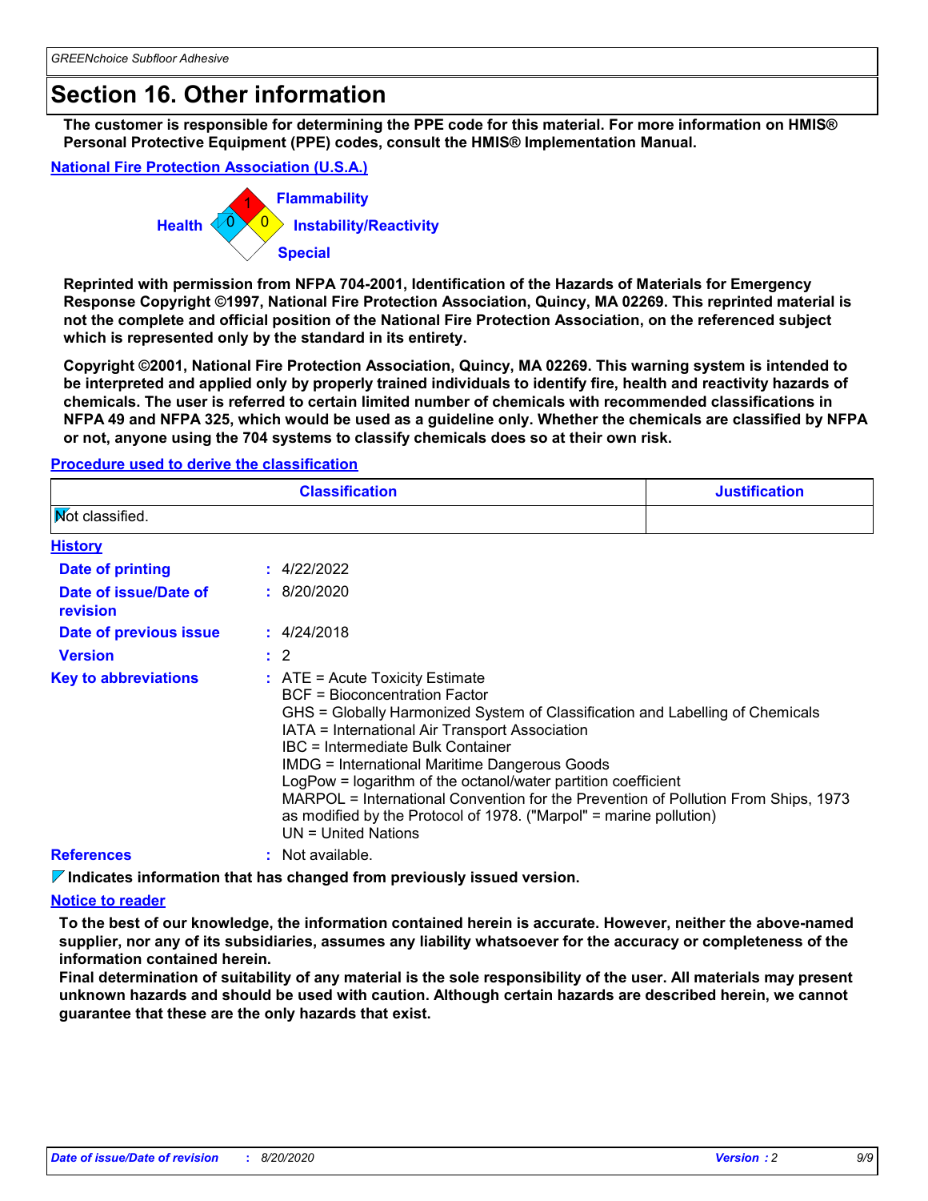# Section 16. Other information

**The customer is responsible for determining the PPE code for this material. For more information on HMIS® Personal Protective Equipment (PPE) codes, consult the HMIS® Implementation Manual.**

**National Fire Protection Association (U.S.A.)**

Flammability: 1
Health: 0
Instability/Reactivity: 0
Special

**Reprinted with permission from NFPA 704-2001, Identification of the Hazards of Materials for Emergency Response Copyright ©1997, National Fire Protection Association, Quincy, MA 02269. This reprinted material is not the complete and official position of the National Fire Protection Association, on the referenced subject which is represented only by the standard in its entirety.**

**Copyright ©2001, National Fire Protection Association, Quincy, MA 02269. This warning system is intended to be interpreted and applied only by properly trained individuals to identify fire, health and reactivity hazards of chemicals. The user is referred to certain limited number of chemicals with recommended classifications in NFPA 49 and NFPA 325, which would be used as a guideline only. Whether the chemicals are classified by NFPA or not, anyone using the 704 systems to classify chemicals does so at their own risk.**

**Procedure used to derive the classification**

| Classification | Justification |
|---|---|
| Not classified. | |

**History**

**Date of printing** : 4/22/2022

**Date of issue/Date of revision** : 8/20/2020

**Date of previous issue** : 4/24/2018

**Version** : 2

**Key to abbreviations** :
ATE = Acute Toxicity Estimate
BCF = Bioconcentration Factor
GHS = Globally Harmonized System of Classification and Labelling of Chemicals
IATA = International Air Transport Association
IBC = Intermediate Bulk Container
IMDG = International Maritime Dangerous Goods
LogPow = logarithm of the octanol/water partition coefficient
MARPOL = International Convention for the Prevention of Pollution From Ships, 1973 as modified by the Protocol of 1978. ("Marpol" = marine pollution)
UN = United Nations

**References** : Not available.

**Indicates information that has changed from previously issued version.**

**Notice to reader**

**To the best of our knowledge, the information contained herein is accurate. However, neither the above-named supplier, nor any of its subsidiaries, assumes any liability whatsoever for the accuracy or completeness of the information contained herein.**

**Final determination of suitability of any material is the sole responsibility of the user. All materials may present unknown hazards and should be used with caution. Although certain hazards are described herein, we cannot guarantee that these are the only hazards that exist.**